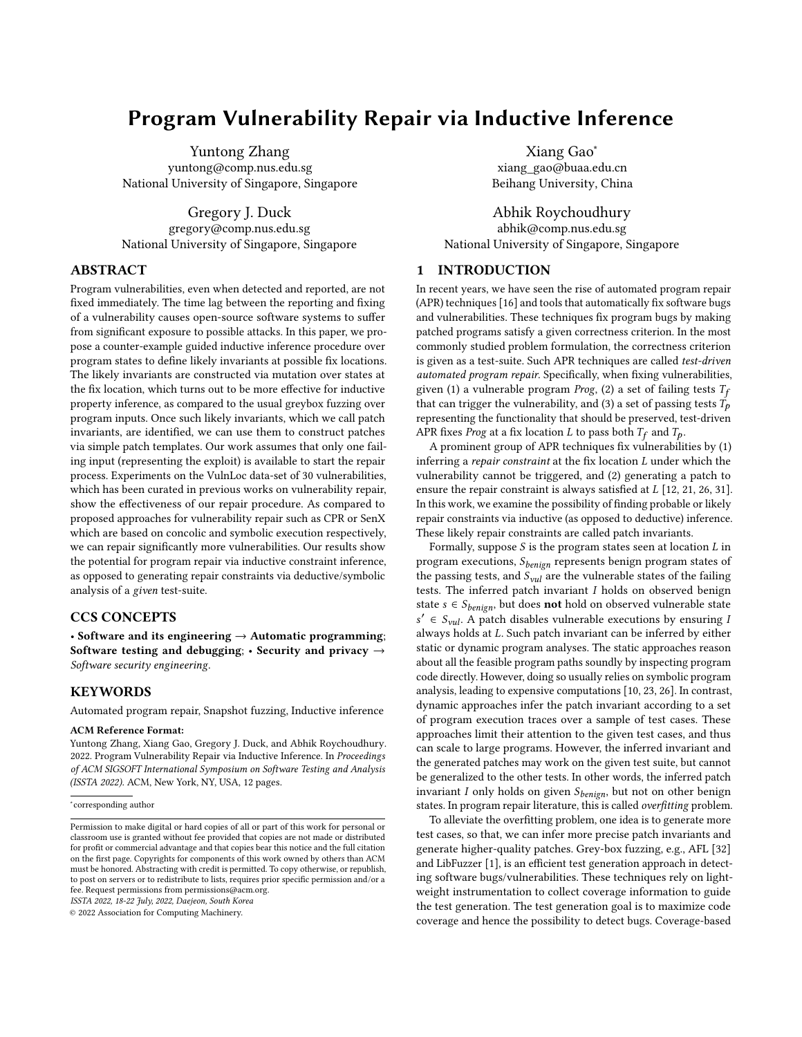# Program Vulnerability Repair via Inductive Inference

Yuntong Zhang
yuntong@comp.nus.edu.sg
National University of Singapore, Singapore

Xiang Gao*
xiang_gao@buaa.edu.cn
Beihang University, China

Gregory J. Duck
gregory@comp.nus.edu.sg
National University of Singapore, Singapore

Abhik Roychoudhury
abhik@comp.nus.edu.sg
National University of Singapore, Singapore

## ABSTRACT

Program vulnerabilities, even when detected and reported, are not fixed immediately. The time lag between the reporting and fixing of a vulnerability causes open-source software systems to suffer from significant exposure to possible attacks. In this paper, we propose a counter-example guided inductive inference procedure over program states to define likely invariants at possible fix locations. The likely invariants are constructed via mutation over states at the fix location, which turns out to be more effective for inductive property inference, as compared to the usual greybox fuzzing over program inputs. Once such likely invariants, which we call patch invariants, are identified, we can use them to construct patches via simple patch templates. Our work assumes that only one failing input (representing the exploit) is available to start the repair process. Experiments on the VulnLoc data-set of 30 vulnerabilities, which has been curated in previous works on vulnerability repair, show the effectiveness of our repair procedure. As compared to proposed approaches for vulnerability repair such as CPR or SenX which are based on concolic and symbolic execution respectively, we can repair significantly more vulnerabilities. Our results show the potential for program repair via inductive constraint inference, as opposed to generating repair constraints via deductive/symbolic analysis of a *given* test-suite.

## CCS CONCEPTS

• **Software and its engineering** → **Automatic programming**; **Software testing and debugging**; • **Security and privacy** → *Software security engineering*.

## KEYWORDS

Automated program repair, Snapshot fuzzing, Inductive inference

**ACM Reference Format:**
Yuntong Zhang, Xiang Gao, Gregory J. Duck, and Abhik Roychoudhury. 2022. Program Vulnerability Repair via Inductive Inference. In *Proceedings of ACM SIGSOFT International Symposium on Software Testing and Analysis (ISSTA 2022)*. ACM, New York, NY, USA, 12 pages.

*corresponding author

Permission to make digital or hard copies of all or part of this work for personal or classroom use is granted without fee provided that copies are not made or distributed for profit or commercial advantage and that copies bear this notice and the full citation on the first page. Copyrights for components of this work owned by others than ACM must be honored. Abstracting with credit is permitted. To copy otherwise, or republish, to post on servers or to redistribute to lists, requires prior specific permission and/or a fee. Request permissions from permissions@acm.org.
*ISSTA 2022, 18-22 July, 2022, Daejeon, South Korea*
© 2022 Association for Computing Machinery.

## 1 INTRODUCTION

In recent years, we have seen the rise of automated program repair (APR) techniques [16] and tools that automatically fix software bugs and vulnerabilities. These techniques fix program bugs by making patched programs satisfy a given correctness criterion. In the most commonly studied problem formulation, the correctness criterion is given as a test-suite. Such APR techniques are called *test-driven automated program repair*. Specifically, when fixing vulnerabilities, given (1) a vulnerable program *Prog*, (2) a set of failing tests $T_f$ that can trigger the vulnerability, and (3) a set of passing tests $T_p$ representing the functionality that should be preserved, test-driven APR fixes *Prog* at a fix location $L$ to pass both $T_f$ and $T_p$.

A prominent group of APR techniques fix vulnerabilities by (1) inferring a *repair constraint* at the fix location $L$ under which the vulnerability cannot be triggered, and (2) generating a patch to ensure the repair constraint is always satisfied at $L$ [12, 21, 26, 31]. In this work, we examine the possibility of finding probable or likely repair constraints via inductive (as opposed to deductive) inference. These likely repair constraints are called patch invariants.

Formally, suppose $S$ is the program states seen at location $L$ in program executions, $S_{benign}$ represents benign program states of the passing tests, and $S_{vul}$ are the vulnerable states of the failing tests. The inferred patch invariant $I$ holds on observed benign state $s \in S_{benign}$, but does **not** hold on observed vulnerable state $s' \in S_{vul}$. A patch disables vulnerable executions by ensuring $I$ always holds at $L$. Such patch invariant can be inferred by either static or dynamic program analyses. The static approaches reason about all the feasible program paths soundly by inspecting program code directly. However, doing so usually relies on symbolic program analysis, leading to expensive computations [10, 23, 26]. In contrast, dynamic approaches infer the patch invariant according to a set of program execution traces over a sample of test cases. These approaches limit their attention to the given test cases, and thus can scale to large programs. However, the inferred invariant and the generated patches may work on the given test suite, but cannot be generalized to the other tests. In other words, the inferred patch invariant $I$ only holds on given $S_{benign}$, but not on other benign states. In program repair literature, this is called *overfitting* problem.

To alleviate the overfitting problem, one idea is to generate more test cases, so that, we can infer more precise patch invariants and generate higher-quality patches. Grey-box fuzzing, e.g., AFL [32] and LibFuzzer [1], is an efficient test generation approach in detecting software bugs/vulnerabilities. These techniques rely on lightweight instrumentation to collect coverage information to guide the test generation. The test generation goal is to maximize code coverage and hence the possibility to detect bugs. Coverage-based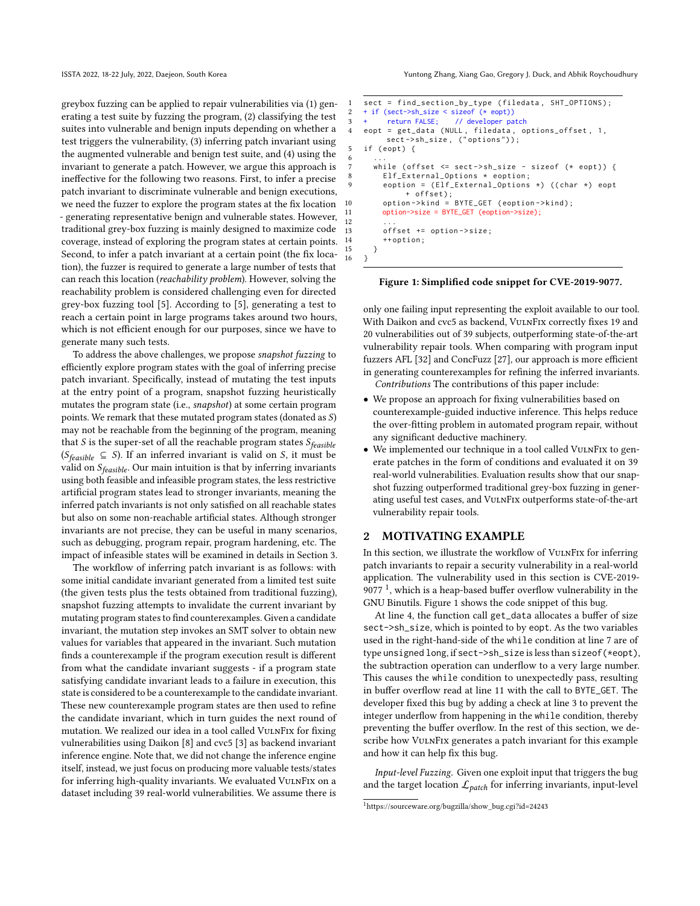greybox fuzzing can be applied to repair vulnerabilities via (1) generating a test suite by fuzzing the program, (2) classifying the test suites into vulnerable and benign inputs depending on whether a test triggers the vulnerability, (3) inferring patch invariant using the augmented vulnerable and benign test suite, and (4) using the invariant to generate a patch. However, we argue this approach is ineffective for the following two reasons. First, to infer a precise patch invariant to discriminate, vulnerable and benign executions, we need the fuzzer to explore the program states at the fix location - generating representative benign and vulnerable states. However, traditional grey-box fuzzing is mainly designed to maximize code coverage, instead of exploring the program states at certain points. Second, to infer a patch invariant at a certain point (the fix location), the fuzzer is required to generate a large number of tests that can reach this location (*reachability problem*). However, solving the reachability problem is considered challenging even for directed grey-box fuzzing tool [5]. According to [5], generating a test to reach a certain point in large programs takes around two hours, which is not efficient enough for our purposes, since we have to generate many such tests.

To address the above challenges, we propose *snapshot fuzzing* to efficiently explore program states with the goal of inferring precise patch invariant. Specifically, instead of mutating the test inputs at the entry point of a program, snapshot fuzzing heuristically mutates the program state (i.e., *snapshot*) at some certain program points. We remark that these mutated program states (donated as $S$) may not be reachable from the beginning of the program, meaning that $S$ is the super-set of all the reachable program states $S_{feasible}$ ($S_{feasible} \subseteq S$). If an inferred invariant is valid on $S$, it must be valid on $S_{feasible}$. Our main intuition is that by inferring invariants using both feasible and infeasible program states, the less restrictive artificial program states lead to stronger invariants, meaning the inferred patch invariants is not only satisfied on all reachable states but also on some non-reachable artificial states. Although stronger invariants are not precise, they can be useful in many scenarios, such as debugging, program repair, program hardening, etc. The impact of infeasible states will be examined in details in Section 3.

The workflow of inferring patch invariant is as follows: with some initial candidate invariant generated from a limited test suite (the given tests plus the tests obtained from traditional fuzzing), snapshot fuzzing attempts to invalidate the current invariant by mutating program states to find counterexamples. Given a candidate invariant, the mutation step invokes an SMT solver to obtain new values for variables that appeared in the invariant. Such mutation finds a counterexample if the program execution result is different from what the candidate invariant suggests - if a program state satisfying candidate invariant leads to a failure in execution, this state is considered to be a counterexample to the candidate invariant. These new counterexample program states are then used to refine the candidate invariant, which in turn guides the next round of mutation. We realized our idea in a tool called VulnFix for fixing vulnerabilities using Daikon [8] and cvc5 [3] as backend invariant inference engine. Note that, we did not change the inference engine itself, instead, we just focus on producing more valuable tests/states for inferring high-quality invariants. We evaluated VulnFix on a dataset including 39 real-world vulnerabilities. We assume there is

```
1   sect = find_section_by_type (filedata, SHT_OPTIONS);
2   + if (sect->sh_size < sizeof (* eopt))
3   +     return FALSE;    // developer patch
4   eopt = get_data (NULL, filedata, options_offset, 1,
        sect->sh_size, ("options"));
5   if (eopt) {
6     ...
7     while (offset <= sect->sh_size - sizeof (* eopt)) {
8       Elf_External_Options * eoption;
9       eoption = (Elf_External_Options *) ((char *) eopt
            + offset);
10      option->kind = BYTE_GET (eoption->kind);
11      option->size = BYTE_GET (eoption->size);
12      ...
13      offset += option->size;
14      ++option;
15    }
16  }
```

**Figure 1: Simplified code snippet for CVE-2019-9077.**

only one failing input representing the exploit available to our tool. With Daikon and cvc5 as backend, VulnFix correctly fixes 19 and 20 vulnerabilities out of 39 subjects, outperforming state-of-the-art vulnerability repair tools. When comparing with program input fuzzers AFL [32] and ConcFuzz [27], our approach is more efficient in generating counterexamples for refining the inferred invariants.

*Contributions* The contributions of this paper include:

- We propose an approach for fixing vulnerabilities based on counterexample-guided inductive inference. This helps reduce the over-fitting problem in automated program repair, without any significant deductive machinery.
- We implemented our technique in a tool called VulnFix to generate patches in the form of conditions and evaluated it on 39 real-world vulnerabilities. Evaluation results show that our snapshot fuzzing outperformed traditional grey-box fuzzing in generating useful test cases, and VulnFix outperforms state-of-the-art vulnerability repair tools.

## 2 MOTIVATING EXAMPLE

In this section, we illustrate the workflow of VulnFix for inferring patch invariants to repair a security vulnerability in a real-world application. The vulnerability used in this section is CVE-2019-9077 [1], which is a heap-based buffer overflow vulnerability in the GNU Binutils. Figure 1 shows the code snippet of this bug.

At line 4, the function call `get_data` allocates a buffer of size `sect->sh_size`, which is pointed to by `eopt`. As the two variables used in the right-hand-side of the `while` condition at line 7 are of type `unsigned long`, if `sect->sh_size` is less than `sizeof(*eopt)`, the subtraction operation can underflow to a very large number. This causes the `while` condition to unexpectedly pass, resulting in buffer overflow read at line 11 with the call to `BYTE_GET`. The developer fixed this bug by adding a check at line 3 to prevent the integer underflow from happening in the `while` condition, thereby preventing the buffer overflow. In the rest of this section, we describe how VulnFix generates a patch invariant for this example and how it can help fix this bug.

*Input-level Fuzzing.* Given one exploit input that triggers the bug and the target location $\mathcal{L}_{patch}$ for inferring invariants, input-level

[1] https://sourceware.org/bugzilla/show_bug.cgi?id=24243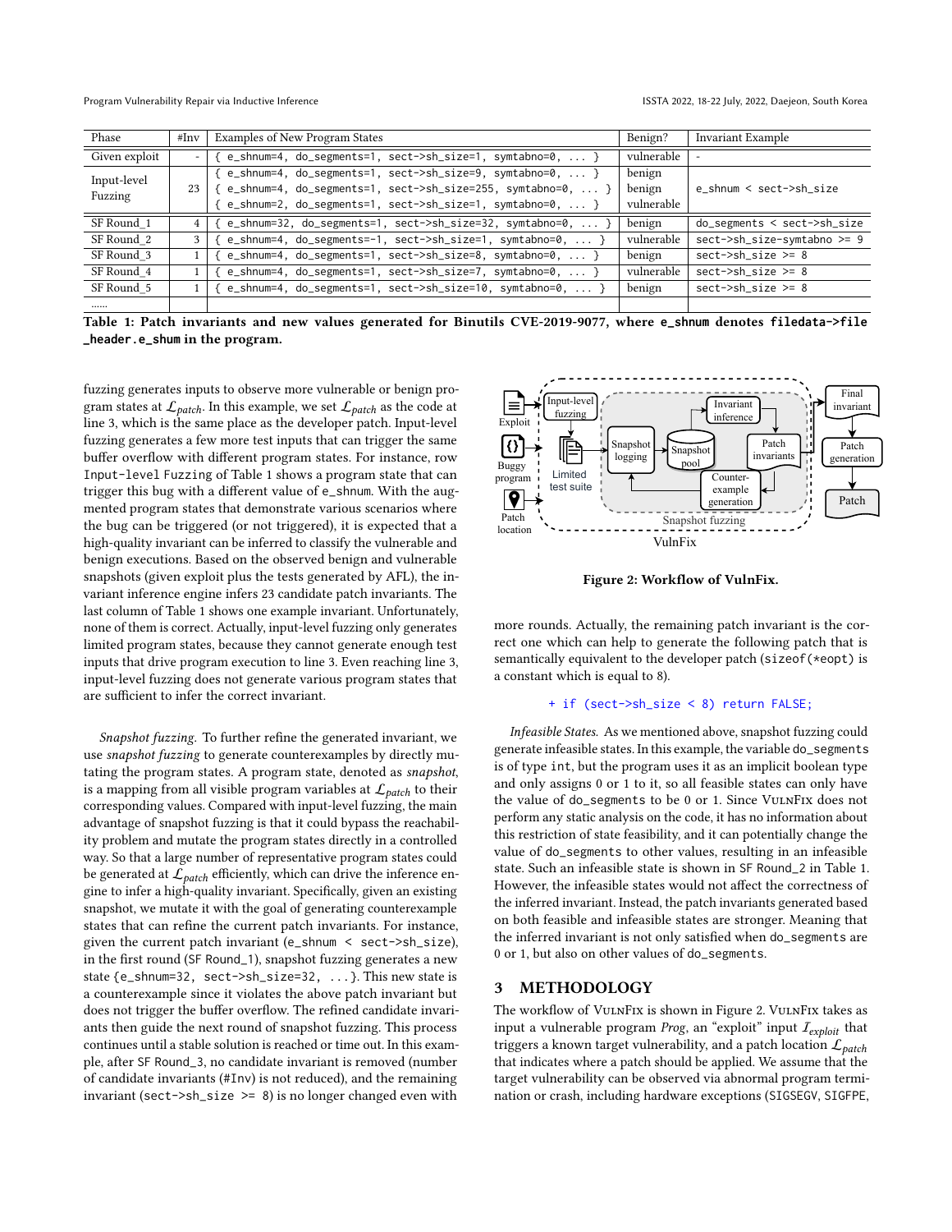| Phase | #Inv | Examples of New Program States | Benign? | Invariant Example |
| --- | --- | --- | --- | --- |
| Given exploit | - | { e_shnum=4, do_segments=1, sect->sh_size=1, symtabno=0, ... } | vulnerable | - |
| Input-level Fuzzing | 23 | { e_shnum=4, do_segments=1, sect->sh_size=9, symtabno=0, ... } | benign | e_shnum < sect->sh_size |
| | | { e_shnum=4, do_segments=1, sect->sh_size=255, symtabno=0, ... } | benign | |
| | | { e_shnum=2, do_segments=1, sect->sh_size=1, symtabno=0, ... } | vulnerable | |
| SF Round_1 | 4 | { e_shnum=32, do_segments=1, sect->sh_size=32, symtabno=0, ... } | benign | do_segments < sect->sh_size |
| SF Round_2 | 3 | { e_shnum=4, do_segments=-1, sect->sh_size=1, symtabno=0, ... } | vulnerable | sect->sh_size-symtabno >= 9 |
| SF Round_3 | 1 | { e_shnum=4, do_segments=1, sect->sh_size=8, symtabno=0, ... } | benign | sect->sh_size >= 8 |
| SF Round_4 | 1 | { e_shnum=4, do_segments=1, sect->sh_size=7, symtabno=0, ... } | vulnerable | sect->sh_size >= 8 |
| SF Round_5 | 1 | { e_shnum=4, do_segments=1, sect->sh_size=10, symtabno=0, ... } | benign | sect->sh_size >= 8 |
| ...... | | | | |

**Table 1: Patch invariants and new values generated for Binutils CVE-2019-9077, where e_shnum denotes filedata->file_header.e_shum in the program.**

fuzzing generates inputs to observe more vulnerable or benign program states at $\mathcal{L}_{patch}$. In this example, we set $\mathcal{L}_{patch}$ as the code at line 3, which is the same place as the developer patch. Input-level fuzzing generates a few more test inputs that can trigger the same buffer overflow with different program states. For instance, row Input-level Fuzzing of Table 1 shows a program state that can trigger this bug with a different value of e_shnum. With the augmented program states that demonstrate various scenarios where the bug can be triggered (or not triggered), it is expected that a high-quality invariant can be inferred to classify the vulnerable and benign executions. Based on the observed benign and vulnerable snapshots (given exploit plus the tests generated by AFL), the invariant inference engine infers 23 candidate patch invariants. The last column of Table 1 shows one example invariant. Unfortunately, none of them is correct. Actually, input-level fuzzing only generates limited program states, because they cannot generate enough test inputs that drive program execution to line 3. Even reaching line 3, input-level fuzzing does not generate various program states that are sufficient to infer the correct invariant.

*Snapshot fuzzing.* To further refine the generated invariant, we use *snapshot fuzzing* to generate counterexamples by directly mutating the program states. A program state, denoted as *snapshot*, is a mapping from all visible program variables at $\mathcal{L}_{patch}$ to their corresponding values. Compared with input-level fuzzing, the main advantage of snapshot fuzzing is that it could bypass the reachability problem and mutate the program states directly in a controlled way. So that a large number of representative program states could be generated at $\mathcal{L}_{patch}$ efficiently, which can drive the inference engine to infer a high-quality invariant. Specifically, given an existing snapshot, we mutate it with the goal of generating counterexample states that can refine the current patch invariants. For instance, given the current patch invariant (e_shnum < sect->sh_size), in the first round (SF Round_1), snapshot fuzzing generates a new state {e_shnum=32, sect->sh_size=32, ...}. This new state is a counterexample since it violates the above patch invariant but does not trigger the buffer overflow. The refined candidate invariants then guide the next round of snapshot fuzzing. This process continues until a stable solution is reached or time out. In this example, after SF Round_3, no candidate invariant is removed (number of candidate invariants (#Inv) is not reduced), and the remaining invariant (sect->sh_size >= 8) is no longer changed even with more rounds. Actually, the remaining patch invariant is the correct one which can help to generate the following patch that is semantically equivalent to the developer patch (sizeof(*eopt) is a constant which is equal to 8).

```
+ if (sect->sh_size < 8) return FALSE;
```

*Infeasible States.* As we mentioned above, snapshot fuzzing could generate infeasible states. In this example, the variable do_segments is of type int, but the program uses it as an implicit boolean type and only assigns 0 or 1 to it, so all feasible states can only have the value of do_segments to be 0 or 1. Since VulnFix does not perform any static analysis on the code, it has no information about this restriction of state feasibility, and it can potentially change the value of do_segments to other values, resulting in an infeasible state. Such an infeasible state is shown in SF Round_2 in Table 1. However, the infeasible states would not affect the correctness of the inferred invariant. Instead, the patch invariants generated based on both feasible and infeasible states are stronger. Meaning that the inferred invariant is not only satisfied when do_segments are 0 or 1, but also on other values of do_segments.

Figure 2: Workflow of VulnFix.

## 3 METHODOLOGY

The workflow of VulnFix is shown in Figure 2. VulnFix takes as input a vulnerable program *Prog*, an "exploit" input $\mathcal{I}_{exploit}$ that triggers a known target vulnerability, and a patch location $\mathcal{L}_{patch}$ that indicates where a patch should be applied. We assume that the target vulnerability can be observed via abnormal program termination or crash, including hardware exceptions (SIGSEGV, SIGFPE,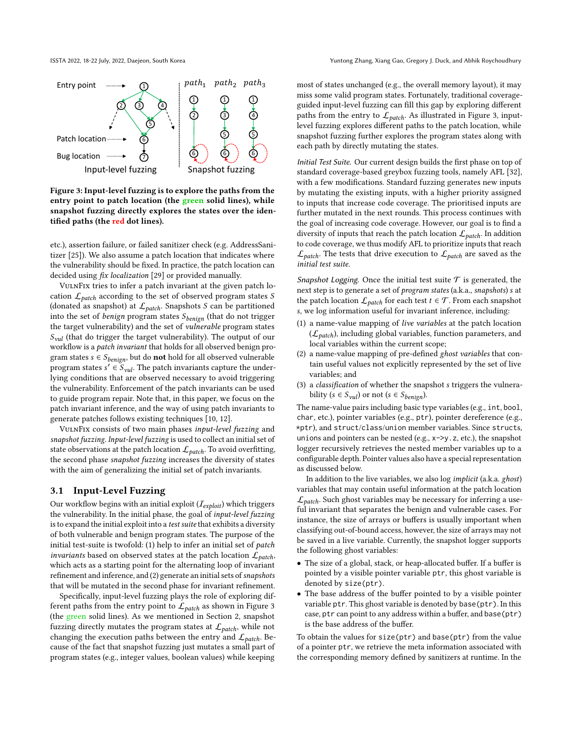Figure 3: Input-level fuzzing is to explore the paths from the entry point to patch location (the green solid lines), while snapshot fuzzing directly explores the states over the identified paths (the red dot lines).

etc.), assertion failure, or failed sanitizer check (e.g. AddressSanitizer [25]). We also assume a patch location that indicates where the vulnerability should be fixed. In practice, the patch location can decided using *fix localization* [29] or provided manually.

VulnFix tries to infer a patch invariant at the given patch location $\mathcal{L}_{patch}$ according to the set of observed program states $S$ (donated as snapshot) at $\mathcal{L}_{patch}$. Snapshots $S$ can be partitioned into the set of *benign* program states $S_{benign}$ (that do not trigger the target vulnerability) and the set of *vulnerable* program states $S_{vul}$ (that do trigger the target vulnerability). The output of our workflow is a *patch invariant* that holds for all observed benign program states $s \in S_{benign}$, but do **not** hold for all observed vulnerable program states $s' \in S_{vul}$. The patch invariants capture the underlying conditions that are observed necessary to avoid triggering the vulnerability. Enforcement of the patch invariants can be used to guide program repair. Note that, in this paper, we focus on the patch invariant inference, and the way of using patch invariants to generate patches follows existing techniques [10, 12].

VulnFix consists of two main phases *input-level fuzzing* and *snapshot fuzzing*. *Input-level fuzzing* is used to collect an initial set of state observations at the patch location $\mathcal{L}_{patch}$. To avoid overfitting, the second phase *snapshot fuzzing* increases the diversity of states with the aim of generalizing the initial set of patch invariants.

## 3.1 Input-Level Fuzzing

Our workflow begins with an initial exploit ($\mathcal{I}_{exploit}$) which triggers the vulnerability. In the initial phase, the goal of *input-level fuzzing* is to expand the initial exploit into a *test suite* that exhibits a diversity of both vulnerable and benign program states. The purpose of the initial test-suite is twofold: (1) help to infer an initial set of *patch invariants* based on observed states at the patch location $\mathcal{L}_{patch}$, which acts as a starting point for the alternating loop of invariant refinement and inference, and (2) generate an initial sets of *snapshots* that will be mutated in the second phase for invariant refinement.

Specifically, input-level fuzzing plays the role of exploring different paths from the entry point to $\mathcal{L}_{patch}$ as shown in Figure 3 (the green solid lines). As we mentioned in Section 2, snapshot fuzzing directly mutates the program states at $\mathcal{L}_{patch}$, while not changing the execution paths between the entry and $\mathcal{L}_{patch}$. Because of the fact that snapshot fuzzing just mutates a small part of program states (e.g., integer values, boolean values) while keeping most of states unchanged (e.g., the overall memory layout), it may miss some valid program states. Fortunately, traditional coverage-guided input-level fuzzing can fill this gap by exploring different paths from the entry to $\mathcal{L}_{patch}$. As illustrated in Figure 3, input-level fuzzing explores different paths to the patch location, while snapshot fuzzing further explores the program states along with each path by directly mutating the states.

*Initial Test Suite.* Our current design builds the first phase on top of standard coverage-based greybox fuzzing tools, namely AFL [32], with a few modifications. Standard fuzzing generates new inputs by mutating the existing inputs, with a higher priority assigned to inputs that increase code coverage. The prioritised inputs are further mutated in the next rounds. This process continues with the goal of increasing code coverage. However, our goal is to find a diversity of inputs that reach the patch location $\mathcal{L}_{patch}$. In addition to code coverage, we thus modify AFL to prioritize inputs that reach $\mathcal{L}_{patch}$. The tests that drive execution to $\mathcal{L}_{patch}$ are saved as the *initial test suite*.

*Snapshot Logging.* Once the initial test suite $\mathcal{T}$ is generated, the next step is to generate a set of *program states* (a.k.a., *snapshots*) $s$ at the patch location $\mathcal{L}_{patch}$ for each test $t \in \mathcal{T}$. From each snapshot $s$, we log information useful for invariant inference, including:

1. a name-value mapping of *live variables* at the patch location ($\mathcal{L}_{patch}$), including global variables, function parameters, and local variables within the current scope;
2. a name-value mapping of pre-defined *ghost variables* that contain useful values not explicitly represented by the set of live variables; and
3. a *classification* of whether the snapshot $s$ triggers the vulnerability ($s \in S_{vul}$) or not ($s \in S_{benign}$).

The name-value pairs including basic type variables (e.g., `int`, `bool`, `char`, etc.), pointer variables (e.g., `ptr`), pointer dereference (e.g., `*ptr`), and `struct`/`class`/`union` member variables. Since `structs`, `unions` and pointers can be nested (e.g., `x->y.z`, etc.), the snapshot logger recursively retrieves the nested member variables up to a configurable depth. Pointer values also have a special representation as discussed below.

In addition to the live variables, we also log *implicit* (a.k.a. *ghost*) variables that may contain useful information at the patch location $\mathcal{L}_{patch}$. Such ghost variables may be necessary for inferring a useful invariant that separates the benign and vulnerable cases. For instance, the size of arrays or buffers is usually important when classifying out-of-bound access, however, the size of arrays may not be saved in a live variable. Currently, the snapshot logger supports the following ghost variables:

- The size of a global, stack, or heap-allocated buffer. If a buffer is pointed by a visible pointer variable `ptr`, this ghost variable is denoted by `size(ptr)`.
- The base address of the buffer pointed to by a visible pointer variable `ptr`. This ghost variable is denoted by `base(ptr)`. In this case, `ptr` can point to any address within a buffer, and `base(ptr)` is the base address of the buffer.

To obtain the values for `size(ptr)` and `base(ptr)` from the value of a pointer `ptr`, we retrieve the meta information associated with the corresponding memory defined by sanitizers at runtime. In the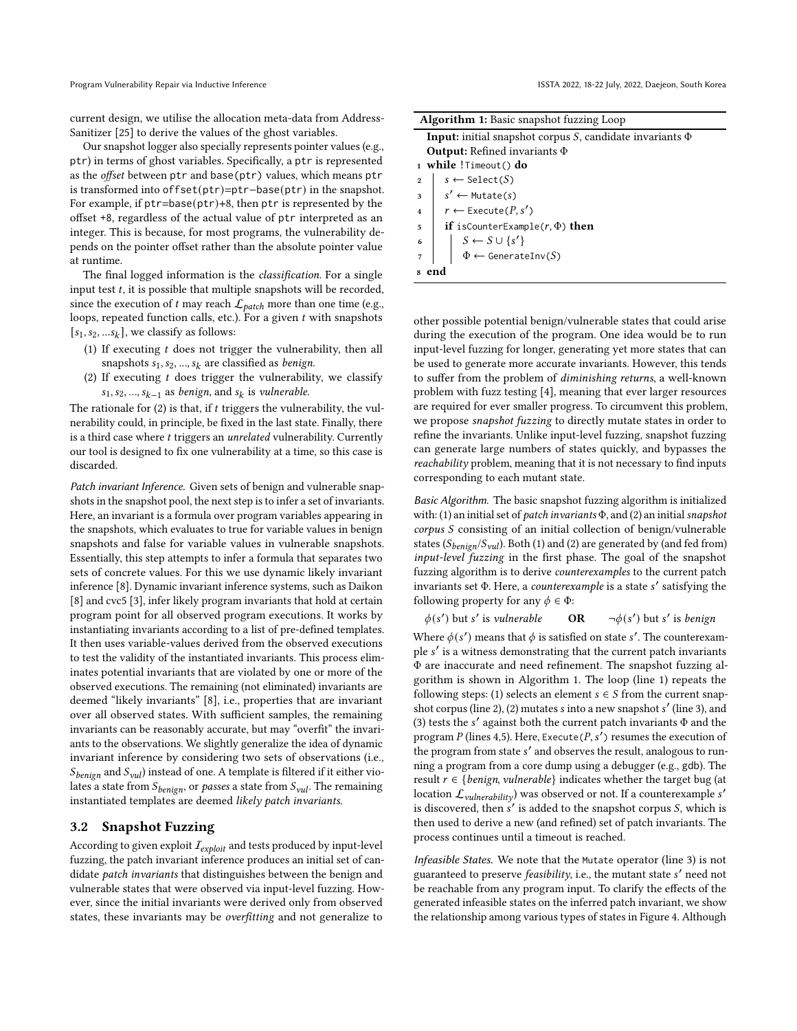current design, we utilise the allocation meta-data from AddressSanitizer [25] to derive the values of the ghost variables.

Our snapshot logger also specially represents pointer values (e.g., `ptr`) in terms of ghost variables. Specifically, a `ptr` is represented as the *offset* between `ptr` and `base(ptr)` values, which means `ptr` is transformed into `offset(ptr)=ptr−base(ptr)` in the snapshot. For example, if `ptr=base(ptr)+8`, then `ptr` is represented by the offset +8, regardless of the actual value of `ptr` interpreted as an integer. This is because, for most programs, the vulnerability depends on the pointer offset rather than the absolute pointer value at runtime.

The final logged information is the *classification*. For a single input test $t$, it is possible that multiple snapshots will be recorded, since the execution of $t$ may reach $\mathcal{L}_{patch}$ more than one time (e.g., loops, repeated function calls, etc.). For a given $t$ with snapshots $[s_1, s_2, ...s_k]$, we classify as follows:

1. If executing $t$ does not trigger the vulnerability, then all snapshots $s_1, s_2, ..., s_k$ are classified as *benign*.
2. If executing $t$ does trigger the vulnerability, we classify $s_1, s_2, ..., s_{k-1}$ as *benign*, and $s_k$ is *vulnerable*.

The rationale for (2) is that, if $t$ triggers the vulnerability, the vulnerability could, in principle, be fixed in the last state. Finally, there is a third case where $t$ triggers an *unrelated* vulnerability. Currently our tool is designed to fix one vulnerability at a time, so this case is discarded.

*Patch invariant Inference.* Given sets of benign and vulnerable snapshots in the snapshot pool, the next step is to infer a set of invariants. Here, an invariant is a formula over program variables appearing in the snapshots, which evaluates to true for variable values in benign snapshots and false for variable values in vulnerable snapshots. Essentially, this step attempts to infer a formula that separates two sets of concrete values. For this we use dynamic likely invariant inference [8]. Dynamic invariant inference systems, such as Daikon [8] and cvc5 [3], infer likely program invariants that hold at certain program point for all observed program executions. It works by instantiating invariants according to a list of pre-defined templates. It then uses variable-values derived from the observed executions to test the validity of the instantiated invariants. This process eliminates potential invariants that are violated by one or more of the observed executions. The remaining (not eliminated) invariants are deemed "likely invariants" [8], i.e., properties that are invariant over all observed states. With sufficient samples, the remaining invariants can be reasonably accurate, but may "overfit" the invariants to the observations. We slightly generalize the idea of dynamic invariant inference by considering two sets of observations (i.e., $S_{benign}$ and $S_{vul}$) instead of one. A template is filtered if it either violates a state from $S_{benign}$, or *passes* a state from $S_{vul}$. The remaining instantiated templates are deemed *likely patch invariants*.

## 3.2 Snapshot Fuzzing

According to given exploit $\mathcal{I}_{exploit}$ and tests produced by input-level fuzzing, the patch invariant inference produces an initial set of candidate *patch invariants* that distinguishes between the benign and vulnerable states that were observed via input-level fuzzing. However, since the initial invariants were derived only from observed states, these invariants may be *overfitting* and not generalize to other possible potential benign/vulnerable states that could arise during the execution of the program. One idea would be to run input-level fuzzing for longer, generating yet more states that can be used to generate more accurate invariants. However, this tends to suffer from the problem of *diminishing returns*, a well-known problem with fuzz testing [4], meaning that ever larger resources are required for ever smaller progress. To circumvent this problem, we propose *snapshot fuzzing* to directly mutate states in order to refine the invariants. Unlike input-level fuzzing, snapshot fuzzing can generate large numbers of states quickly, and bypasses the *reachability* problem, meaning that it is not necessary to find inputs corresponding to each mutant state.

**Algorithm 1:** Basic snapshot fuzzing Loop

**Input:** initial snapshot corpus $S$, candidate invariants $\Phi$
**Output:** Refined invariants $\Phi$

```
1 while !Timeout() do
2     s ← Select(S)
3     s' ← Mutate(s)
4     r ← Execute(P, s')
5     if isCounterExample(r, Φ) then
6         S ← S ∪ {s'}
7         Φ ← GenerateInv(S)
8 end
```

*Basic Algorithm.* The basic snapshot fuzzing algorithm is initialized with: (1) an initial set of *patch invariants* $\Phi$, and (2) an initial *snapshot corpus* $S$ consisting of an initial collection of benign/vulnerable states ($S_{benign}/S_{vul}$). Both (1) and (2) are generated by (and fed from) *input-level fuzzing* in the first phase. The goal of the snapshot fuzzing algorithm is to derive *counterexamples* to the current patch invariants set $\Phi$. Here, a *counterexample* is a state $s'$ satisfying the following property for any $\phi \in \Phi$:

$$\phi(s') \text{ but } s' \text{ is } vulnerable \qquad \textbf{OR} \qquad \neg\phi(s') \text{ but } s' \text{ is } benign$$

Where $\phi(s')$ means that $\phi$ is satisfied on state $s'$. The counterexample $s'$ is a witness demonstrating that the current patch invariants $\Phi$ are inaccurate and need refinement. The snapshot fuzzing algorithm is shown in Algorithm 1. The loop (line 1) repeats the following steps: (1) selects an element $s \in S$ from the current snapshot corpus (line 2), (2) mutates $s$ into a new snapshot $s'$ (line 3), and (3) tests the $s'$ against both the current patch invariants $\Phi$ and the program $P$ (lines 4,5). Here, `Execute`$(P, s')$ resumes the execution of the program from state $s'$ and observes the result, analogous to running a program from a core dump using a debugger (e.g., gdb). The result $r \in \{benign, vulnerable\}$ indicates whether the target bug (at location $\mathcal{L}_{vulnerability}$) was observed or not. If a counterexample $s'$ is discovered, then $s'$ is added to the snapshot corpus $S$, which is then used to derive a new (and refined) set of patch invariants. The process continues until a timeout is reached.

*Infeasible States.* We note that the `Mutate` operator (line 3) is not guaranteed to preserve *feasibility*, i.e., the mutant state $s'$ need not be reachable from any program input. To clarify the effects of the generated infeasible states on the inferred patch invariant, we show the relationship among various types of states in Figure 4. Although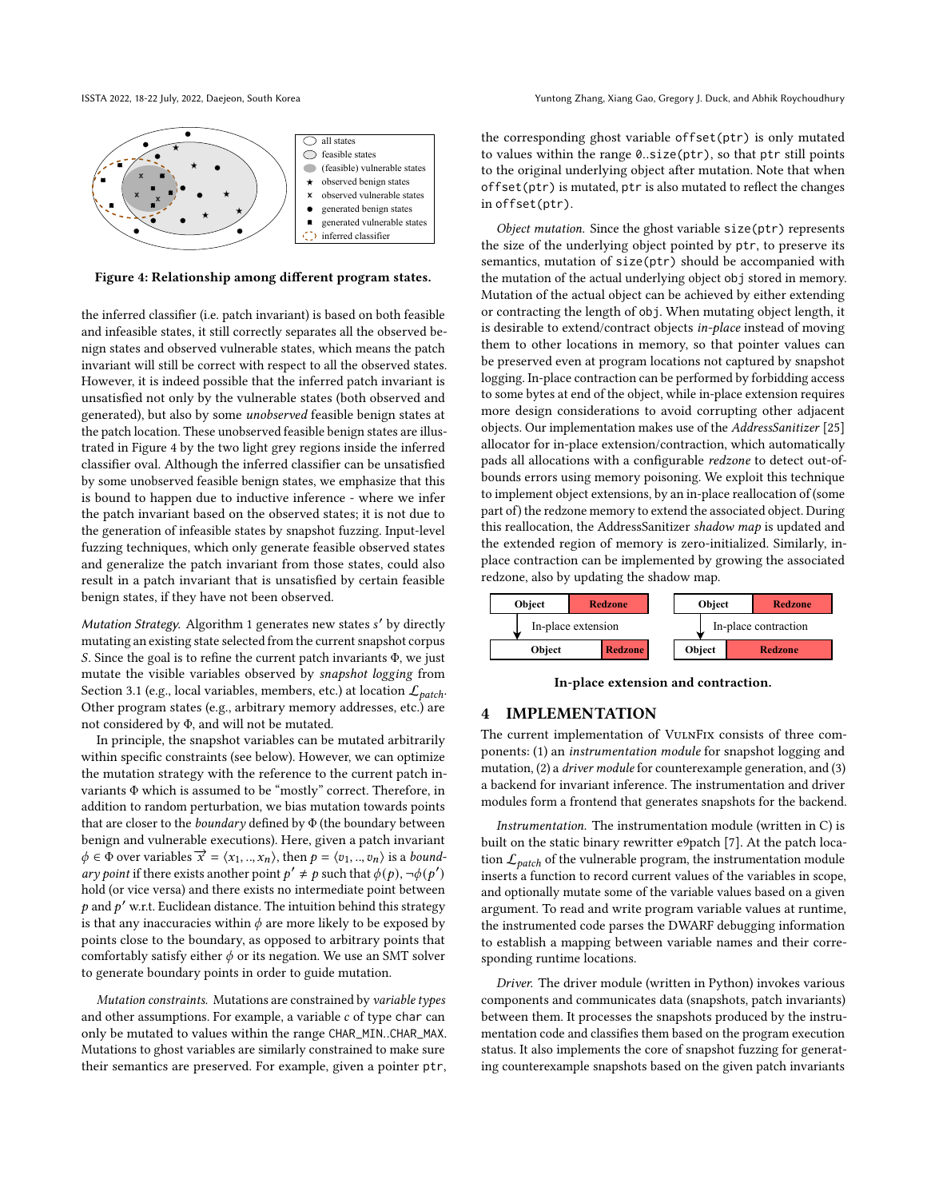Figure 4: Relationship among different program states.

the inferred classifier (i.e. patch invariant) is based on both feasible and infeasible states, it still correctly separates all the observed benign states and observed vulnerable states, which means the patch invariant will still be correct with respect to all the observed states. However, it is indeed possible that the inferred patch invariant is unsatisfied not only by the vulnerable states (both observed and generated), but also by some *unobserved* feasible benign states at the patch location. These unobserved feasible benign states are illustrated in Figure 4 by the two light grey regions inside the inferred classifier oval. Although the inferred classifier can be unsatisfied by some unobserved feasible benign states, we emphasize that this is bound to happen due to inductive inference - where we infer the patch invariant based on the observed states; it is not due to the generation of infeasible states by snapshot fuzzing. Input-level fuzzing techniques, which only generate feasible observed states and generalize the patch invariant from those states, could also result in a patch invariant that is unsatisfied by certain feasible benign states, if they have not been observed.

*Mutation Strategy.* Algorithm 1 generates new states $s'$ by directly mutating an existing state selected from the current snapshot corpus $S$. Since the goal is to refine the current patch invariants $\Phi$, we just mutate the visible variables observed by *snapshot logging* from Section 3.1 (e.g., local variables, members, etc.) at location $\mathcal{L}_{patch}$. Other program states (e.g., arbitrary memory addresses, etc.) are not considered by $\Phi$, and will not be mutated.

In principle, the snapshot variables can be mutated arbitrarily within specific constraints (see below). However, we can optimize the mutation strategy with the reference to the current patch invariants $\Phi$ which is assumed to be "mostly" correct. Therefore, in addition to random perturbation, we bias mutation towards points that are closer to the *boundary* defined by $\Phi$ (the boundary between benign and vulnerable executions). Here, given a patch invariant $\phi \in \Phi$ over variables $\overrightarrow{x} = \langle x_1, .., x_n \rangle$, then $p = \langle v_1, .., v_n \rangle$ is a *boundary point* if there exists another point $p' \neq p$ such that $\phi(p), \neg\phi(p')$ hold (or vice versa) and there exists no intermediate point between $p$ and $p'$ w.r.t. Euclidean distance. The intuition behind this strategy is that any inaccuracies within $\phi$ are more likely to be exposed by points close to the boundary, as opposed to arbitrary points that comfortably satisfy either $\phi$ or its negation. We use an SMT solver to generate boundary points in order to guide mutation.

*Mutation constraints.* Mutations are constrained by *variable types* and other assumptions. For example, a variable $c$ of type char can only be mutated to values within the range CHAR_MIN..CHAR_MAX. Mutations to ghost variables are similarly constrained to make sure their semantics are preserved. For example, given a pointer ptr, the corresponding ghost variable offset(ptr) is only mutated to values within the range 0..size(ptr), so that ptr still points to the original underlying object after mutation. Note that when offset(ptr) is mutated, ptr is also mutated to reflect the changes in offset(ptr).

*Object mutation.* Since the ghost variable size(ptr) represents the size of the underlying object pointed by ptr, to preserve its semantics, mutation of size(ptr) should be accompanied with the mutation of the actual underlying object obj stored in memory. Mutation of the actual object can be achieved by either extending or contracting the length of obj. When mutating object length, it is desirable to extend/contract objects *in-place* instead of moving them to other locations in memory, so that pointer values can be preserved even at program locations not captured by snapshot logging. In-place contraction can be performed by forbidding access to some bytes at end of the object, while in-place extension requires more design considerations to avoid corrupting other adjacent objects. Our implementation makes use of the *AddressSanitizer* [25] allocator for in-place extension/contraction, which automatically pads all allocations with a configurable *redzone* to detect out-of-bounds errors using memory poisoning. We exploit this technique to implement object extensions, by an in-place reallocation of (some part of) the redzone memory to extend the associated object. During this reallocation, the AddressSanitizer *shadow map* is updated and the extended region of memory is zero-initialized. Similarly, in-place contraction can be implemented by growing the associated redzone, also by updating the shadow map.

In-place extension and contraction.

## 4 IMPLEMENTATION

The current implementation of VulnFix consists of three components: (1) an *instrumentation module* for snapshot logging and mutation, (2) a *driver module* for counterexample generation, and (3) a backend for invariant inference. The instrumentation and driver modules form a frontend that generates snapshots for the backend.

*Instrumentation.* The instrumentation module (written in C) is built on the static binary rewritter e9patch [7]. At the patch location $\mathcal{L}_{patch}$ of the vulnerable program, the instrumentation module inserts a function to record current values of the variables in scope, and optionally mutate some of the variable values based on a given argument. To read and write program variable values at runtime, the instrumented code parses the DWARF debugging information to establish a mapping between variable names and their corresponding runtime locations.

*Driver.* The driver module (written in Python) invokes various components and communicates data (snapshots, patch invariants) between them. It processes the snapshots produced by the instrumentation code and classifies them based on the program execution status. It also implements the core of snapshot fuzzing for generating counterexample snapshots based on the given patch invariants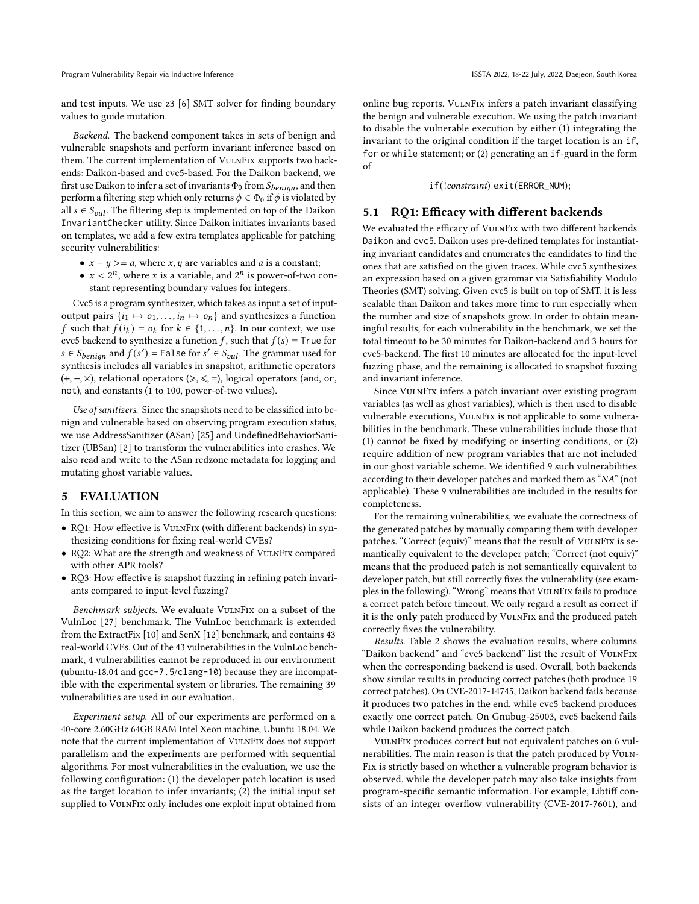and test inputs. We use z3 [6] SMT solver for finding boundary values to guide mutation.

*Backend.* The backend component takes in sets of benign and vulnerable snapshots and perform invariant inference based on them. The current implementation of VulnFix supports two backends: Daikon-based and cvc5-based. For the Daikon backend, we first use Daikon to infer a set of invariants $\Phi_0$ from $S_{benign}$, and then perform a filtering step which only returns $\phi \in \Phi_0$ if $\phi$ is violated by all $s \in S_{vul}$. The filtering step is implemented on top of the Daikon `InvariantChecker` utility. Since Daikon initiates invariants based on templates, we add a few extra templates applicable for patching security vulnerabilities:

- $x - y >= a$, where $x, y$ are variables and $a$ is a constant;
- $x < 2^n$, where $x$ is a variable, and $2^n$ is power-of-two constant representing boundary values for integers.

Cvc5 is a program synthesizer, which takes as input a set of input-output pairs $\{i_1 \mapsto o_1, \ldots, i_n \mapsto o_n\}$ and synthesizes a function $f$ such that $f(i_k) = o_k$ for $k \in \{1, \ldots, n\}$. In our context, we use cvc5 backend to synthesize a function $f$, such that $f(s) = \texttt{True}$ for $s \in S_{benign}$ and $f(s') = \texttt{False}$ for $s' \in S_{vul}$. The grammar used for synthesis includes all variables in snapshot, arithmetic operators ($+, -, \times$), relational operators ($\geqslant, \leqslant, =$), logical operators (and, or, not), and constants (1 to 100, power-of-two values).

*Use of sanitizers.* Since the snapshots need to be classified into benign and vulnerable based on observing program execution status, we use AddressSanitizer (ASan) [25] and UndefinedBehaviorSanitizer (UBSan) [2] to transform the vulnerabilities into crashes. We also read and write to the ASan redzone metadata for logging and mutating ghost variable values.

## 5 EVALUATION

In this section, we aim to answer the following research questions:

- RQ1: How effective is VulnFix (with different backends) in synthesizing conditions for fixing real-world CVEs?
- RQ2: What are the strength and weakness of VulnFix compared with other APR tools?
- RQ3: How effective is snapshot fuzzing in refining patch invariants compared to input-level fuzzing?

*Benchmark subjects.* We evaluate VulnFix on a subset of the VulnLoc [27] benchmark. The VulnLoc benchmark is extended from the ExtractFix [10] and SenX [12] benchmark, and contains 43 real-world CVEs. Out of the 43 vulnerabilities in the VulnLoc benchmark, 4 vulnerabilities cannot be reproduced in our environment (ubuntu-18.04 and `gcc-7.5`/`clang-10`) because they are incompatible with the experimental system or libraries. The remaining 39 vulnerabilities are used in our evaluation.

*Experiment setup.* All of our experiments are performed on a 40-core 2.60GHz 64GB RAM Intel Xeon machine, Ubuntu 18.04. We note that the current implementation of VulnFix does not support parallelism and the experiments are performed with sequential algorithms. For most vulnerabilities in the evaluation, we use the following configuration: (1) the developer patch location is used as the target location to infer invariants; (2) the initial input set supplied to VulnFix only includes one exploit input obtained from online bug reports. VulnFix infers a patch invariant classifying the benign and vulnerable execution. We using the patch invariant to disable the vulnerable execution by either (1) integrating the invariant to the original condition if the target location is an `if`, `for` or `while` statement; or (2) generating an `if`-guard in the form of

```
if(!constraint) exit(ERROR_NUM);
```

### 5.1 RQ1: Efficacy with different backends

We evaluated the efficacy of VulnFix with two different backends Daikon and cvc5. Daikon uses pre-defined templates for instantiating invariant candidates and enumerates the candidates to find the ones that are satisfied on the given traces. While cvc5 synthesizes an expression based on a given grammar via Satisfiability Modulo Theories (SMT) solving. Given cvc5 is built on top of SMT, it is less scalable than Daikon and takes more time to run especially when the number and size of snapshots grow. In order to obtain meaningful results, for each vulnerability in the benchmark, we set the total timeout to be 30 minutes for Daikon-backend and 3 hours for cvc5-backend. The first 10 minutes are allocated for the input-level fuzzing phase, and the remaining is allocated to snapshot fuzzing and invariant inference.

Since VulnFix infers a patch invariant over existing program variables (as well as ghost variables), which is then used to disable vulnerable executions, VulnFix is not applicable to some vulnerabilities in the benchmark. These vulnerabilities include those that (1) cannot be fixed by modifying or inserting conditions, or (2) require addition of new program variables that are not included in our ghost variable scheme. We identified 9 such vulnerabilities according to their developer patches and marked them as "*NA*" (not applicable). These 9 vulnerabilities are included in the results for completeness.

For the remaining vulnerabilities, we evaluate the correctness of the generated patches by manually comparing them with developer patches. "Correct (equiv)" means that the result of VulnFix is semantically equivalent to the developer patch; "Correct (not equiv)" means that the produced patch is not semantically equivalent to developer patch, but still correctly fixes the vulnerability (see examples in the following). "Wrong" means that VulnFix fails to produce a correct patch before timeout. We only regard a result as correct if it is the **only** patch produced by VulnFix and the produced patch correctly fixes the vulnerability.

*Results.* Table 2 shows the evaluation results, where columns "Daikon backend" and "cvc5 backend" list the result of VulnFix when the corresponding backend is used. Overall, both backends show similar results in producing correct patches (both produce 19 correct patches). On CVE-2017-14745, Daikon backend fails because it produces two patches in the end, while cvc5 backend produces exactly one correct patch. On Gnubug-25003, cvc5 backend fails while Daikon backend produces the correct patch.

VulnFix produces correct but not equivalent patches on 6 vulnerabilities. The main reason is that the patch produced by VulnFix is strictly based on whether a vulnerable program behavior is observed, while the developer patch may also take insights from program-specific semantic information. For example, Libtiff consists of an integer overflow vulnerability (CVE-2017-7601), and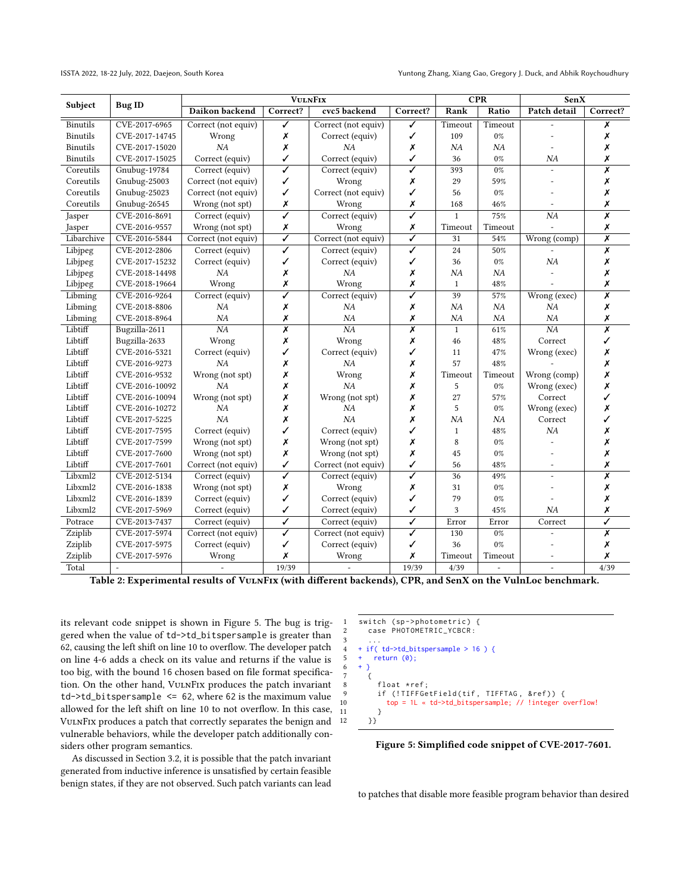| Subject | Bug ID | VulnFix | | | | CPR | | SenX | |
|---|---|---|---|---|---|---|---|---|---|
| | | Daikon backend | Correct? | cvc5 backend | Correct? | Rank | Ratio | Patch detail | Correct? |
| Binutils | CVE-2017-6965 | Correct (not equiv) | ✓ | Correct (not equiv) | ✓ | Timeout | Timeout | - | ✗ |
| Binutils | CVE-2017-14745 | Wrong | ✗ | Correct (equiv) | ✓ | 109 | 0% | - | ✗ |
| Binutils | CVE-2017-15020 | *NA* | ✗ | *NA* | ✗ | *NA* | *NA* | - | ✗ |
| Binutils | CVE-2017-15025 | Correct (equiv) | ✓ | Correct (equiv) | ✓ | 36 | 0% | *NA* | ✗ |
| Coreutils | Gnubug-19784 | Correct (equiv) | ✓ | Correct (equiv) | ✓ | 393 | 0% | - | ✗ |
| Coreutils | Gnubug-25003 | Correct (not equiv) | ✓ | Wrong | ✗ | 29 | 59% | - | ✗ |
| Coreutils | Gnubug-25023 | Correct (not equiv) | ✓ | Correct (not equiv) | ✓ | 56 | 0% | - | ✗ |
| Coreutils | Gnubug-26545 | Wrong (not spt) | ✗ | Wrong | ✗ | 168 | 46% | - | ✗ |
| Jasper | CVE-2016-8691 | Correct (equiv) | ✓ | Correct (equiv) | ✓ | 1 | 75% | *NA* | ✗ |
| Jasper | CVE-2016-9557 | Wrong (not spt) | ✗ | Wrong | ✗ | Timeout | Timeout | - | ✗ |
| Libarchive | CVE-2016-5844 | Correct (not equiv) | ✓ | Correct (not equiv) | ✓ | 31 | 54% | Wrong (comp) | ✗ |
| Libjpeg | CVE-2012-2806 | Correct (equiv) | ✓ | Correct (equiv) | ✓ | 24 | 50% | - | ✗ |
| Libjpeg | CVE-2017-15232 | Correct (equiv) | ✓ | Correct (equiv) | ✓ | 36 | 0% | *NA* | ✗ |
| Libjpeg | CVE-2018-14498 | *NA* | ✗ | *NA* | ✗ | *NA* | *NA* | - | ✗ |
| Libjpeg | CVE-2018-19664 | Wrong | ✗ | Wrong | ✗ | 1 | 48% | - | ✗ |
| Libming | CVE-2016-9264 | Correct (equiv) | ✓ | Correct (equiv) | ✓ | 39 | 57% | Wrong (exec) | ✗ |
| Libming | CVE-2018-8806 | *NA* | ✗ | *NA* | ✗ | *NA* | *NA* | *NA* | ✗ |
| Libming | CVE-2018-8964 | *NA* | ✗ | *NA* | ✗ | *NA* | *NA* | *NA* | ✗ |
| Libtiff | Bugzilla-2611 | *NA* | ✗ | *NA* | ✗ | 1 | 61% | *NA* | ✗ |
| Libtiff | Bugzilla-2633 | Wrong | ✗ | Wrong | ✗ | 46 | 48% | Correct | ✓ |
| Libtiff | CVE-2016-5321 | Correct (equiv) | ✓ | Correct (equiv) | ✓ | 11 | 47% | Wrong (exec) | ✗ |
| Libtiff | CVE-2016-9273 | *NA* | ✗ | *NA* | ✗ | 57 | 48% | - | ✗ |
| Libtiff | CVE-2016-9532 | Wrong (not spt) | ✗ | Wrong | ✗ | Timeout | Timeout | Wrong (comp) | ✗ |
| Libtiff | CVE-2016-10092 | *NA* | ✗ | *NA* | ✗ | 5 | 0% | Wrong (exec) | ✗ |
| Libtiff | CVE-2016-10094 | Wrong (not spt) | ✗ | Wrong (not spt) | ✗ | 27 | 57% | Correct | ✓ |
| Libtiff | CVE-2016-10272 | *NA* | ✗ | *NA* | ✗ | 5 | 0% | Wrong (exec) | ✗ |
| Libtiff | CVE-2017-5225 | *NA* | ✗ | *NA* | ✗ | *NA* | *NA* | Correct | ✓ |
| Libtiff | CVE-2017-7595 | Correct (equiv) | ✓ | Correct (equiv) | ✓ | 1 | 48% | *NA* | ✗ |
| Libtiff | CVE-2017-7599 | Wrong (not spt) | ✗ | Wrong (not spt) | ✗ | 8 | 0% | - | ✗ |
| Libtiff | CVE-2017-7600 | Wrong (not spt) | ✗ | Wrong (not spt) | ✗ | 45 | 0% | - | ✗ |
| Libtiff | CVE-2017-7601 | Correct (not equiv) | ✓ | Correct (not equiv) | ✓ | 56 | 48% | - | ✗ |
| Libxml2 | CVE-2012-5134 | Correct (equiv) | ✓ | Correct (equiv) | ✓ | 36 | 49% | - | ✗ |
| Libxml2 | CVE-2016-1838 | Wrong (not spt) | ✗ | Wrong | ✗ | 31 | 0% | - | ✗ |
| Libxml2 | CVE-2016-1839 | Correct (equiv) | ✓ | Correct (equiv) | ✓ | 79 | 0% | - | ✗ |
| Libxml2 | CVE-2017-5969 | Correct (equiv) | ✓ | Correct (equiv) | ✓ | 3 | 45% | *NA* | ✗ |
| Potrace | CVE-2013-7437 | Correct (equiv) | ✓ | Correct (equiv) | ✓ | Error | Error | Correct | ✓ |
| Zziplib | CVE-2017-5974 | Correct (not equiv) | ✓ | Correct (not equiv) | ✓ | 130 | 0% | - | ✗ |
| Zziplib | CVE-2017-5975 | Correct (equiv) | ✓ | Correct (equiv) | ✓ | 36 | 0% | - | ✗ |
| Zziplib | CVE-2017-5976 | Wrong | ✗ | Wrong | ✗ | Timeout | Timeout | - | ✗ |
| Total | - | - | 19/39 | - | 19/39 | 4/39 | - | - | 4/39 |

**Table 2: Experimental results of VulnFix (with different backends), CPR, and SenX on the VulnLoc benchmark.**

its relevant code snippet is shown in Figure 5. The bug is triggered when the value of `td->td_bitspersample` is greater than 62, causing the left shift on line 10 to overflow. The developer patch on line 4-6 adds a check on its value and returns if the value is too big, with the bound 16 chosen based on file format specification. On the other hand, VulnFix produces the patch invariant `td->td_bitspersample <= 62`, where 62 is the maximum value allowed for the left shift on line 10 to not overflow. In this case, VulnFix produces a patch that correctly separates the benign and vulnerable behaviors, while the developer patch additionally considers other program semantics.

```
1   switch (sp->photometric) {
2     case PHOTOMETRIC_YCBCR:
3       ...
4   + if( td->td_bitspersample > 16 ) {
5   +   return (0);
6   + }
7     {
8       float *ref;
9       if (!TIFFGetField(tif, TIFFTAG, &ref)) {
10        top = 1L « td->td_bitspersample; // !integer overflow!
11      }
12    }}
```

**Figure 5: Simplified code snippet of CVE-2017-7601.**

As discussed in Section 3.2, it is possible that the patch invariant generated from inductive inference is unsatisfied by certain feasible benign states, if they are not observed. Such patch variants can lead to patches that disable more feasible program behavior than desired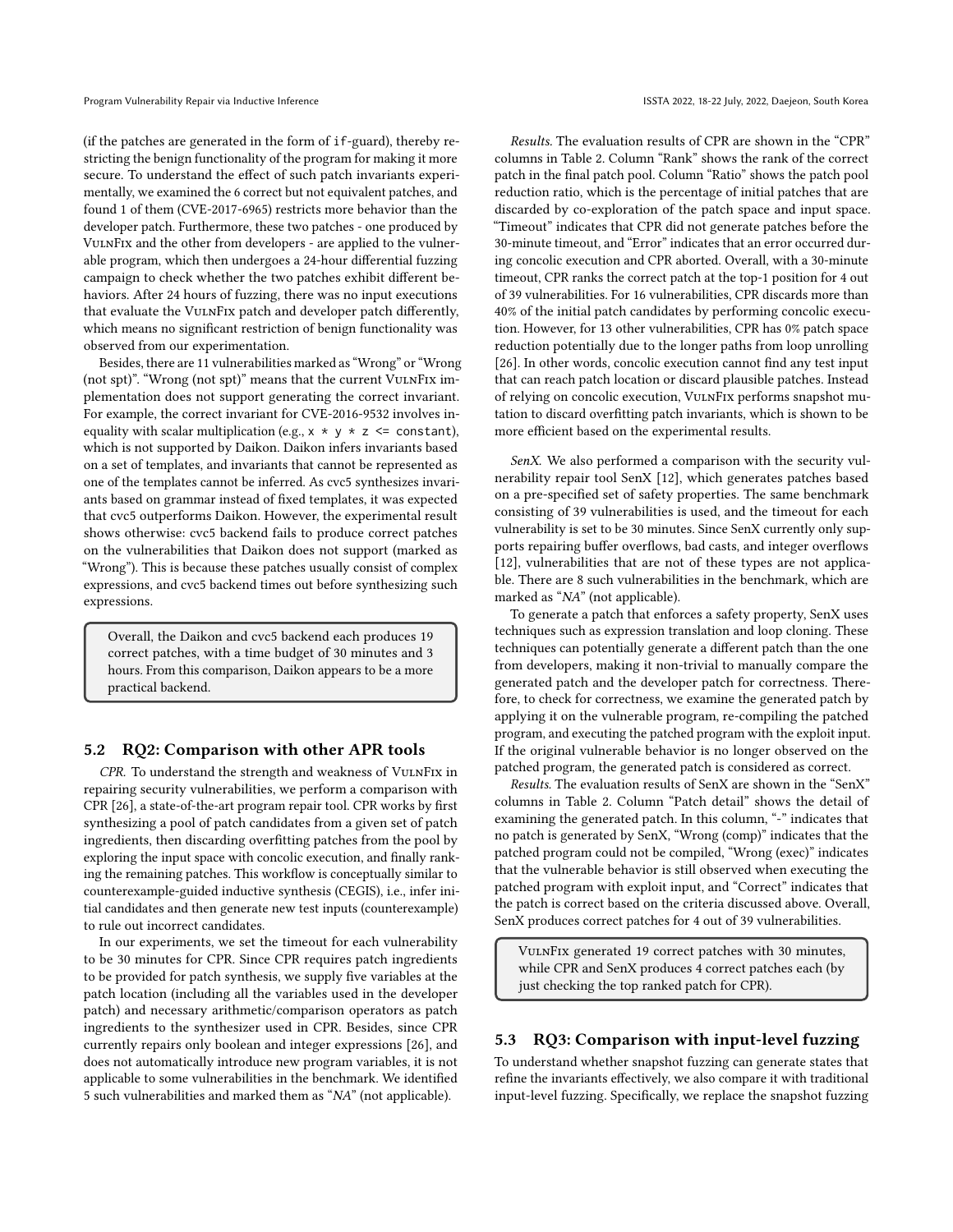(if the patches are generated in the form of `if`-guard), thereby restricting the benign functionality of the program for making it more secure. To understand the effect of such patch invariants experimentally, we examined the 6 correct but not equivalent patches, and found 1 of them (CVE-2017-6965) restricts more behavior than the developer patch. Furthermore, these two patches - one produced by VulnFix and the other from developers - are applied to the vulnerable program, which then undergoes a 24-hour differential fuzzing campaign to check whether the two patches exhibit different behaviors. After 24 hours of fuzzing, there was no input executions that evaluate the VulnFix patch and developer patch differently, which means no significant restriction of benign functionality was observed from our experimentation.

Besides, there are 11 vulnerabilities marked as "Wrong" or "Wrong (not spt)". "Wrong (not spt)" means that the current VulnFix implementation does not support generating the correct invariant. For example, the correct invariant for CVE-2016-9532 involves inequality with scalar multiplication (e.g., `x * y * z <= constant`), which is not supported by Daikon. Daikon infers invariants based on a set of templates, and invariants that cannot be represented as one of the templates cannot be inferred. As cvc5 synthesizes invariants based on grammar instead of fixed templates, it was expected that cvc5 outperforms Daikon. However, the experimental result shows otherwise: cvc5 backend fails to produce correct patches on the vulnerabilities that Daikon does not support (marked as "Wrong"). This is because these patches usually consist of complex expressions, and cvc5 backend times out before synthesizing such expressions.

> Overall, the Daikon and cvc5 backend each produces 19 correct patches, with a time budget of 30 minutes and 3 hours. From this comparison, Daikon appears to be a more practical backend.

## 5.2 RQ2: Comparison with other APR tools

*CPR.* To understand the strength and weakness of VulnFix in repairing security vulnerabilities, we perform a comparison with CPR [26], a state-of-the-art program repair tool. CPR works by first synthesizing a pool of patch candidates from a given set of patch ingredients, then discarding overfitting patches from the pool by exploring the input space with concolic execution, and finally ranking the remaining patches. This workflow is conceptually similar to counterexample-guided inductive synthesis (CEGIS), i.e., infer initial candidates and then generate new test inputs (counterexample) to rule out incorrect candidates.

In our experiments, we set the timeout for each vulnerability to be 30 minutes for CPR. Since CPR requires patch ingredients to be provided for patch synthesis, we supply five variables at the patch location (including all the variables used in the developer patch) and necessary arithmetic/comparison operators as patch ingredients to the synthesizer used in CPR. Besides, since CPR currently repairs only boolean and integer expressions [26], and does not automatically introduce new program variables, it is not applicable to some vulnerabilities in the benchmark. We identified 5 such vulnerabilities and marked them as "*NA*" (not applicable).

*Results.* The evaluation results of CPR are shown in the "CPR" columns in Table 2. Column "Rank" shows the rank of the correct patch in the final patch pool. Column "Ratio" shows the patch pool reduction ratio, which is the percentage of initial patches that are discarded by co-exploration of the patch space and input space. "Timeout" indicates that CPR did not generate patches before the 30-minute timeout, and "Error" indicates that an error occurred during concolic execution and CPR aborted. Overall, with a 30-minute timeout, CPR ranks the correct patch at the top-1 position for 4 out of 39 vulnerabilities. For 16 vulnerabilities, CPR discards more than 40% of the initial patch candidates by performing concolic execution. However, for 13 other vulnerabilities, CPR has 0% patch space reduction potentially due to the longer paths from loop unrolling [26]. In other words, concolic execution cannot find any test input that can reach patch location or discard plausible patches. Instead of relying on concolic execution, VulnFix performs snapshot mutation to discard overfitting patch invariants, which is shown to be more efficient based on the experimental results.

*SenX.* We also performed a comparison with the security vulnerability repair tool SenX [12], which generates patches based on a pre-specified set of safety properties. The same benchmark consisting of 39 vulnerabilities is used, and the timeout for each vulnerability is set to be 30 minutes. Since SenX currently only supports repairing buffer overflows, bad casts, and integer overflows [12], vulnerabilities that are not of these types are not applicable. There are 8 such vulnerabilities in the benchmark, which are marked as "*NA*" (not applicable).

To generate a patch that enforces a safety property, SenX uses techniques such as expression translation and loop cloning. These techniques can potentially generate a different patch than the one from developers, making it non-trivial to manually compare the generated patch and the developer patch for correctness. Therefore, to check for correctness, we examine the generated patch by applying it on the vulnerable program, re-compiling the patched program, and executing the patched program with the exploit input. If the original vulnerable behavior is no longer observed on the patched program, the generated patch is considered as correct.

*Results.* The evaluation results of SenX are shown in the "SenX" columns in Table 2. Column "Patch detail" shows the detail of examining the generated patch. In this column, "-" indicates that no patch is generated by SenX, "Wrong (comp)" indicates that the patched program could not be compiled, "Wrong (exec)" indicates that the vulnerable behavior is still observed when executing the patched program with exploit input, and "Correct" indicates that the patch is correct based on the criteria discussed above. Overall, SenX produces correct patches for 4 out of 39 vulnerabilities.

> VulnFix generated 19 correct patches with 30 minutes, while CPR and SenX produces 4 correct patches each (by just checking the top ranked patch for CPR).

## 5.3 RQ3: Comparison with input-level fuzzing

To understand whether snapshot fuzzing can generate states that refine the invariants effectively, we also compare it with traditional input-level fuzzing. Specifically, we replace the snapshot fuzzing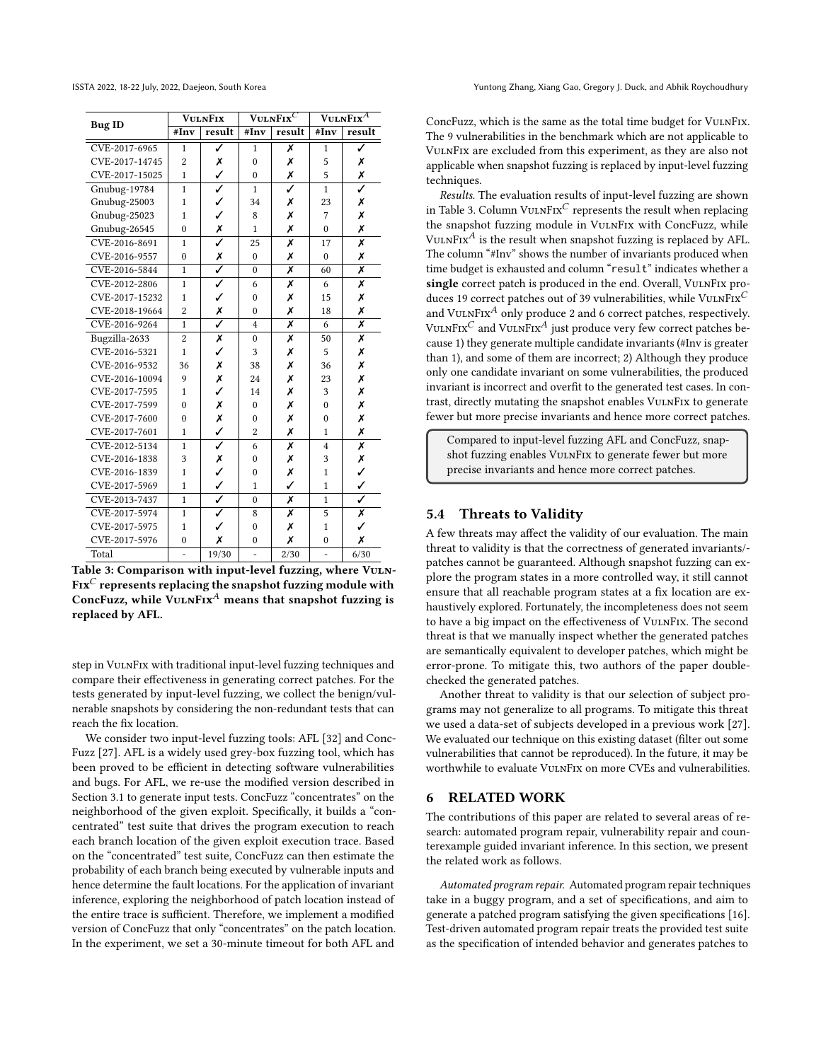| Bug ID | VulnFix | | VulnFix$^C$ | | VulnFix$^A$ | |
|---|---|---|---|---|---|---|
| | #Inv | result | #Inv | result | #Inv | result |
| CVE-2017-6965 | 1 | ✓ | 1 | ✗ | 1 | ✓ |
| CVE-2017-14745 | 2 | ✗ | 0 | ✗ | 5 | ✗ |
| CVE-2017-15025 | 1 | ✓ | 0 | ✗ | 5 | ✗ |
| Gnubug-19784 | 1 | ✓ | 1 | ✓ | 1 | ✓ |
| Gnubug-25003 | 1 | ✓ | 34 | ✗ | 23 | ✗ |
| Gnubug-25023 | 1 | ✓ | 8 | ✗ | 7 | ✗ |
| Gnubug-26545 | 0 | ✗ | 1 | ✗ | 0 | ✗ |
| CVE-2016-8691 | 1 | ✓ | 25 | ✗ | 17 | ✗ |
| CVE-2016-9557 | 0 | ✗ | 0 | ✗ | 0 | ✗ |
| CVE-2016-5844 | 1 | ✓ | 0 | ✗ | 60 | ✗ |
| CVE-2012-2806 | 1 | ✓ | 6 | ✗ | 6 | ✗ |
| CVE-2017-15232 | 1 | ✓ | 0 | ✗ | 15 | ✗ |
| CVE-2018-19664 | 2 | ✗ | 0 | ✗ | 18 | ✗ |
| CVE-2016-9264 | 1 | ✓ | 4 | ✗ | 6 | ✗ |
| Bugzilla-2633 | 2 | ✗ | 0 | ✗ | 50 | ✗ |
| CVE-2016-5321 | 1 | ✓ | 3 | ✗ | 5 | ✗ |
| CVE-2016-9532 | 36 | ✗ | 38 | ✗ | 36 | ✗ |
| CVE-2016-10094 | 9 | ✗ | 24 | ✗ | 23 | ✗ |
| CVE-2017-7595 | 1 | ✓ | 14 | ✗ | 3 | ✗ |
| CVE-2017-7599 | 0 | ✗ | 0 | ✗ | 0 | ✗ |
| CVE-2017-7600 | 0 | ✗ | 0 | ✗ | 0 | ✗ |
| CVE-2017-7601 | 1 | ✓ | 2 | ✗ | 1 | ✗ |
| CVE-2012-5134 | 1 | ✓ | 6 | ✗ | 4 | ✗ |
| CVE-2016-1838 | 3 | ✗ | 0 | ✗ | 3 | ✗ |
| CVE-2016-1839 | 1 | ✓ | 0 | ✗ | 1 | ✓ |
| CVE-2017-5969 | 1 | ✓ | 1 | ✓ | 1 | ✓ |
| CVE-2013-7437 | 1 | ✓ | 0 | ✗ | 1 | ✓ |
| CVE-2017-5974 | 1 | ✓ | 8 | ✗ | 5 | ✗ |
| CVE-2017-5975 | 1 | ✓ | 0 | ✗ | 1 | ✓ |
| CVE-2017-5976 | 0 | ✗ | 0 | ✗ | 0 | ✗ |
| Total | - | 19/30 | - | 2/30 | - | 6/30 |

**Table 3: Comparison with input-level fuzzing, where VulnFix$^C$ represents replacing the snapshot fuzzing module with ConcFuzz, while VulnFix$^A$ means that snapshot fuzzing is replaced by AFL.**

step in VulnFix with traditional input-level fuzzing techniques and compare their effectiveness in generating correct patches. For the tests generated by input-level fuzzing, we collect the benign/vulnerable snapshots by considering the non-redundant tests that can reach the fix location.

We consider two input-level fuzzing tools: AFL [32] and ConcFuzz [27]. AFL is a widely used grey-box fuzzing tool, which has been proved to be efficient in detecting software vulnerabilities and bugs. For AFL, we re-use the modified version described in Section 3.1 to generate input tests. ConcFuzz "concentrates" on the neighborhood of the given exploit. Specifically, it builds a "concentrated" test suite that drives the program execution to reach each branch location of the given exploit execution trace. Based on the "concentrated" test suite, ConcFuzz can then estimate the probability of each branch being executed by vulnerable inputs and hence determine the fault locations. For the application of invariant inference, exploring the neighborhood of patch location instead of the entire trace is sufficient. Therefore, we implement a modified version of ConcFuzz that only "concentrates" on the patch location. In the experiment, we set a 30-minute timeout for both AFL and ConcFuzz, which is the same as the total time budget for VulnFix. The 9 vulnerabilities in the benchmark which are not applicable to VulnFix are excluded from this experiment, as they are also not applicable when snapshot fuzzing is replaced by input-level fuzzing techniques.

*Results.* The evaluation results of input-level fuzzing are shown in Table 3. Column VulnFix$^C$ represents the result when replacing the snapshot fuzzing module in VulnFix with ConcFuzz, while VulnFix$^A$ is the result when snapshot fuzzing is replaced by AFL. The column "#Inv" shows the number of invariants produced when time budget is exhausted and column "`result`" indicates whether a **single** correct patch is produced in the end. Overall, VulnFix produces 19 correct patches out of 39 vulnerabilities, while VulnFix$^C$ and VulnFix$^A$ only produce 2 and 6 correct patches, respectively. VulnFix$^C$ and VulnFix$^A$ just produce very few correct patches because 1) they generate multiple candidate invariants (#Inv is greater than 1), and some of them are incorrect; 2) Although they produce only one candidate invariant on some vulnerabilities, the produced invariant is incorrect and overfit to the generated test cases. In contrast, directly mutating the snapshot enables VulnFix to generate fewer but more precise invariants and hence more correct patches.

> Compared to input-level fuzzing AFL and ConcFuzz, snapshot fuzzing enables VulnFix to generate fewer but more precise invariants and hence more correct patches.

## 5.4 Threats to Validity

A few threats may affect the validity of our evaluation. The main threat to validity is that the correctness of generated invariants/-patches cannot be guaranteed. Although snapshot fuzzing can explore the program states in a more controlled way, it still cannot ensure that all reachable program states at a fix location are exhaustively explored. Fortunately, the incompleteness does not seem to have a big impact on the effectiveness of VulnFix. The second threat is that we manually inspect whether the generated patches are semantically equivalent to developer patches, which might be error-prone. To mitigate this, two authors of the paper double-checked the generated patches.

Another threat to validity is that our selection of subject programs may not generalize to all programs. To mitigate this threat we used a data-set of subjects developed in a previous work [27]. We evaluated our technique on this existing dataset (filter out some vulnerabilities that cannot be reproduced). In the future, it may be worthwhile to evaluate VulnFix on more CVEs and vulnerabilities.

# 6 RELATED WORK

The contributions of this paper are related to several areas of research: automated program repair, vulnerability repair and counterexample guided invariant inference. In this section, we present the related work as follows.

*Automated program repair.* Automated program repair techniques take in a buggy program, and a set of specifications, and aim to generate a patched program satisfying the given specifications [16]. Test-driven automated program repair treats the provided test suite as the specification of intended behavior and generates patches to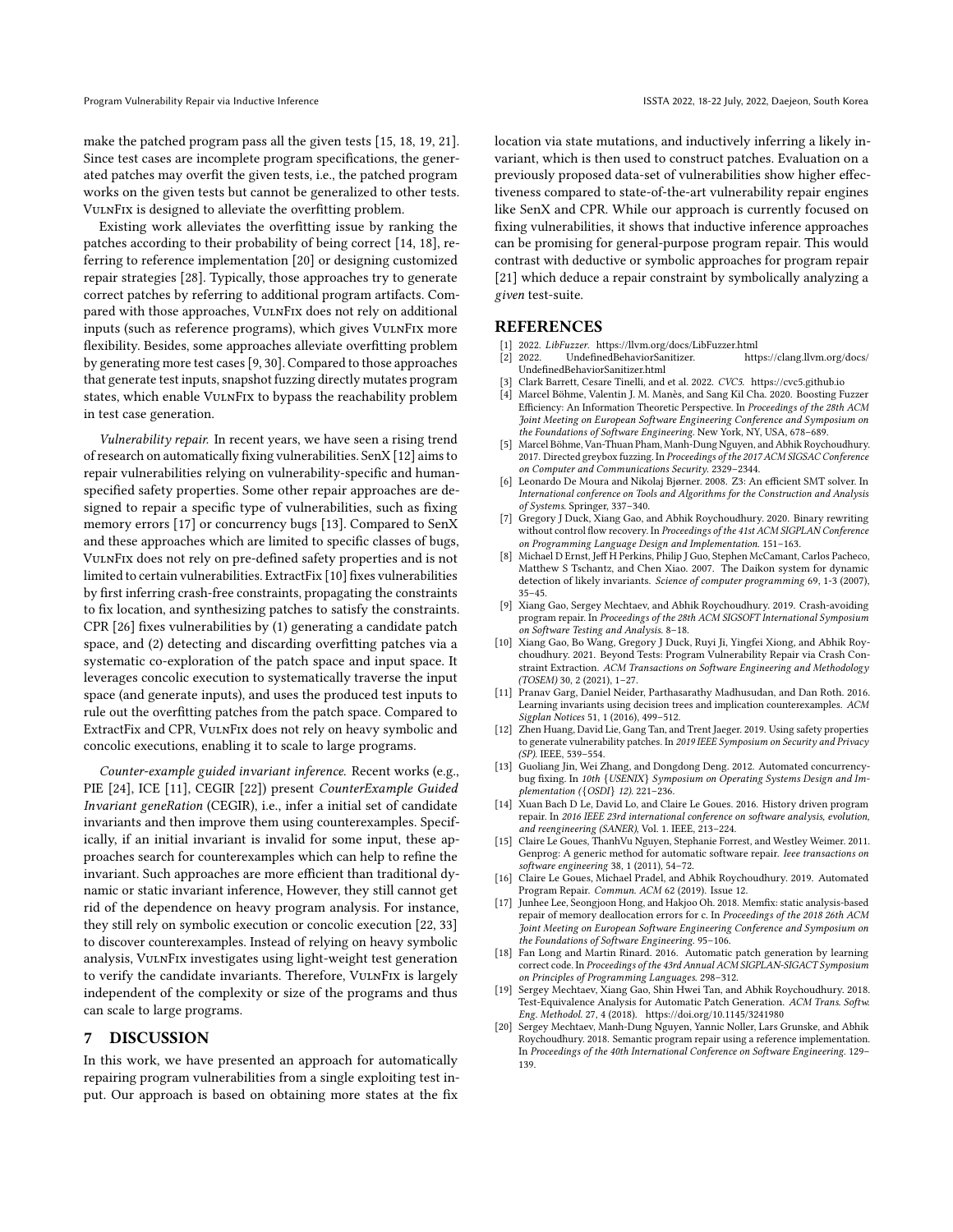make the patched program pass all the given tests [15, 18, 19, 21]. Since test cases are incomplete program specifications, the generated patches may overfit the given tests, i.e., the patched program works on the given tests but cannot be generalized to other tests. VulnFix is designed to alleviate the overfitting problem.

Existing work alleviates the overfitting issue by ranking the patches according to their probability of being correct [14, 18], referring to reference implementation [20] or designing customized repair strategies [28]. Typically, those approaches try to generate correct patches by referring to additional program artifacts. Compared with those approaches, VulnFix does not rely on additional inputs (such as reference programs), which gives VulnFix more flexibility. Besides, some approaches alleviate overfitting problem by generating more test cases [9, 30]. Compared to those approaches that generate test inputs, snapshot fuzzing directly mutates program states, which enable VulnFix to bypass the reachability problem in test case generation.

*Vulnerability repair.* In recent years, we have seen a rising trend of research on automatically fixing vulnerabilities. SenX [12] aims to repair vulnerabilities relying on vulnerability-specific and human-specified safety properties. Some other repair approaches are designed to repair a specific type of vulnerabilities, such as fixing memory errors [17] or concurrency bugs [13]. Compared to SenX and these approaches which are limited to specific classes of bugs, VulnFix does not rely on pre-defined safety properties and is not limited to certain vulnerabilities. ExtractFix [10] fixes vulnerabilities by first inferring crash-free constraints, propagating the constraints to fix location, and synthesizing patches to satisfy the constraints. CPR [26] fixes vulnerabilities by (1) generating a candidate patch space, and (2) detecting and discarding overfitting patches via a systematic co-exploration of the patch space and input space. It leverages concolic execution to systematically traverse the input space (and generate inputs), and uses the produced test inputs to rule out the overfitting patches from the patch space. Compared to ExtractFix and CPR, VulnFix does not rely on heavy symbolic and concolic executions, enabling it to scale to large programs.

*Counter-example guided invariant inference.* Recent works (e.g., PIE [24], ICE [11], CEGIR [22]) present *CounterExample Guided Invariant geneRation* (CEGIR), i.e., infer a initial set of candidate invariants and then improve them using counterexamples. Specifically, if an initial invariant is invalid for some input, these approaches search for counterexamples which can help to refine the invariant. Such approaches are more efficient than traditional dynamic or static invariant inference, However, they still cannot get rid of the dependence on heavy program analysis. For instance, they still rely on symbolic execution or concolic execution [22, 33] to discover counterexamples. Instead of relying on heavy symbolic analysis, VulnFix investigates using light-weight test generation to verify the candidate invariants. Therefore, VulnFix is largely independent of the complexity or size of the programs and thus can scale to large programs.

## 7 DISCUSSION

In this work, we have presented an approach for automatically repairing program vulnerabilities from a single exploiting test input. Our approach is based on obtaining more states at the fix location via state mutations, and inductively inferring a likely invariant, which is then used to construct patches. Evaluation on a previously proposed data-set of vulnerabilities show higher effectiveness compared to state-of-the-art vulnerability repair engines like SenX and CPR. While our approach is currently focused on fixing vulnerabilities, it shows that inductive inference approaches can be promising for general-purpose program repair. This would contrast with deductive or symbolic approaches for program repair [21] which deduce a repair constraint by symbolically analyzing a *given* test-suite.

## REFERENCES

- [1] 2022. *LibFuzzer.* https://llvm.org/docs/LibFuzzer.html
- [2] 2022. UndefinedBehaviorSanitizer. https://clang.llvm.org/docs/UndefinedBehaviorSanitizer.html
- [3] Clark Barrett, Cesare Tinelli, and et al. 2022. *CVC5.* https://cvc5.github.io
- [4] Marcel Böhme, Valentin J. M. Manès, and Sang Kil Cha. 2020. Boosting Fuzzer Efficiency: An Information Theoretic Perspective. In *Proceedings of the 28th ACM Joint Meeting on European Software Engineering Conference and Symposium on the Foundations of Software Engineering.* New York, NY, USA, 678–689.
- [5] Marcel Böhme, Van-Thuan Pham, Manh-Dung Nguyen, and Abhik Roychoudhury. 2017. Directed greybox fuzzing. In *Proceedings of the 2017 ACM SIGSAC Conference on Computer and Communications Security.* 2329–2344.
- [6] Leonardo De Moura and Nikolaj Bjørner. 2008. Z3: An efficient SMT solver. In *International conference on Tools and Algorithms for the Construction and Analysis of Systems.* Springer, 337–340.
- [7] Gregory J Duck, Xiang Gao, and Abhik Roychoudhury. 2020. Binary rewriting without control flow recovery. In *Proceedings of the 41st ACM SIGPLAN Conference on Programming Language Design and Implementation.* 151–163.
- [8] Michael D Ernst, Jeff H Perkins, Philip J Guo, Stephen McCamant, Carlos Pacheco, Matthew S Tschantz, and Chen Xiao. 2007. The Daikon system for dynamic detection of likely invariants. *Science of computer programming* 69, 1-3 (2007), 35–45.
- [9] Xiang Gao, Sergey Mechtaev, and Abhik Roychoudhury. 2019. Crash-avoiding program repair. In *Proceedings of the 28th ACM SIGSOFT International Symposium on Software Testing and Analysis.* 8–18.
- [10] Xiang Gao, Bo Wang, Gregory J Duck, Ruyi Ji, Yingfei Xiong, and Abhik Roychoudhury. 2021. Beyond Tests: Program Vulnerability Repair via Crash Constraint Extraction. *ACM Transactions on Software Engineering and Methodology (TOSEM)* 30, 2 (2021), 1–27.
- [11] Pranav Garg, Daniel Neider, Parthasarathy Madhusudan, and Dan Roth. 2016. Learning invariants using decision trees and implication counterexamples. *ACM Sigplan Notices* 51, 1 (2016), 499–512.
- [12] Zhen Huang, David Lie, Gang Tan, and Trent Jaeger. 2019. Using safety properties to generate vulnerability patches. In *2019 IEEE Symposium on Security and Privacy (SP).* IEEE, 539–554.
- [13] Guoliang Jin, Wei Zhang, and Dongdong Deng. 2012. Automated concurrency-bug fixing. In *10th {USENIX} Symposium on Operating Systems Design and Implementation ({OSDI} 12).* 221–236.
- [14] Xuan Bach D Le, David Lo, and Claire Le Goues. 2016. History driven program repair. In *2016 IEEE 23rd international conference on software analysis, evolution, and reengineering (SANER)*, Vol. 1. IEEE, 213–224.
- [15] Claire Le Goues, ThanhVu Nguyen, Stephanie Forrest, and Westley Weimer. 2011. Genprog: A generic method for automatic software repair. *Ieee transactions on software engineering* 38, 1 (2011), 54–72.
- [16] Claire Le Goues, Michael Pradel, and Abhik Roychoudhury. 2019. Automated Program Repair. *Commun. ACM* 62 (2019). Issue 12.
- [17] Junhee Lee, Seongjoon Hong, and Hakjoo Oh. 2018. Memfix: static analysis-based repair of memory deallocation errors for c. In *Proceedings of the 2018 26th ACM Joint Meeting on European Software Engineering Conference and Symposium on the Foundations of Software Engineering.* 95–106.
- [18] Fan Long and Martin Rinard. 2016. Automatic patch generation by learning correct code. In *Proceedings of the 43rd Annual ACM SIGPLAN-SIGACT Symposium on Principles of Programming Languages.* 298–312.
- [19] Sergey Mechtaev, Xiang Gao, Shin Hwei Tan, and Abhik Roychoudhury. 2018. Test-Equivalence Analysis for Automatic Patch Generation. *ACM Trans. Softw. Eng. Methodol.* 27, 4 (2018). https://doi.org/10.1145/3241980
- [20] Sergey Mechtaev, Manh-Dung Nguyen, Yannic Noller, Lars Grunske, and Abhik Roychoudhury. 2018. Semantic program repair using a reference implementation. In *Proceedings of the 40th International Conference on Software Engineering.* 129–139.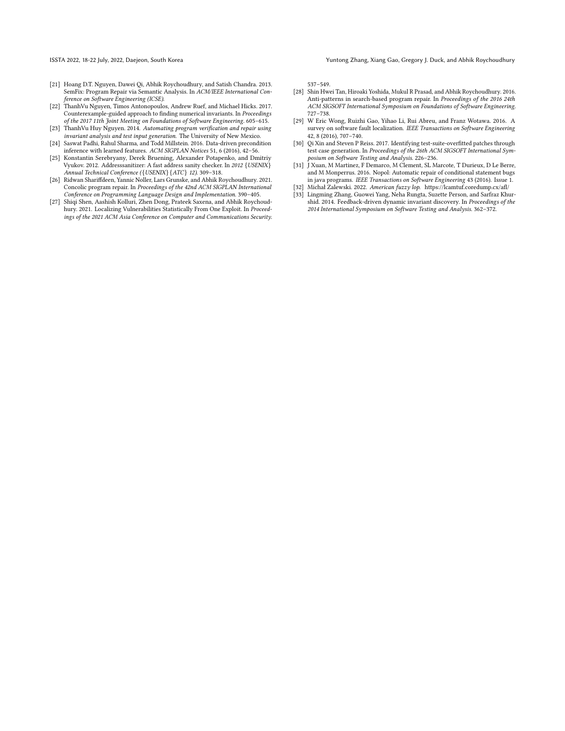[21] Hoang D.T. Nguyen, Dawei Qi, Abhik Roychoudhury, and Satish Chandra. 2013. SemFix: Program Repair via Semantic Analysis. In *ACM/IEEE International Conference on Software Engineering (ICSE)*.

[22] ThanhVu Nguyen, Timos Antonopoulos, Andrew Ruef, and Michael Hicks. 2017. Counterexample-guided approach to finding numerical invariants. In *Proceedings of the 2017 11th Joint Meeting on Foundations of Software Engineering*. 605–615.

[23] ThanhVu Huy Nguyen. 2014. *Automating program verification and repair using invariant analysis and test input generation*. The University of New Mexico.

[24] Saswat Padhi, Rahul Sharma, and Todd Millstein. 2016. Data-driven precondition inference with learned features. *ACM SIGPLAN Notices* 51, 6 (2016), 42–56.

[25] Konstantin Serebryany, Derek Bruening, Alexander Potapenko, and Dmitriy Vyukov. 2012. Addresssanitizer: A fast address sanity checker. In *2012 {USENIX} Annual Technical Conference ({USENIX}{ATC} 12)*. 309–318.

[26] Ridwan Shariffdeen, Yannic Noller, Lars Grunske, and Abhik Roychoudhury. 2021. Concolic program repair. In *Proceedings of the 42nd ACM SIGPLAN International Conference on Programming Language Design and Implementation*. 390–405.

[27] Shiqi Shen, Aashish Kolluri, Zhen Dong, Prateek Saxena, and Abhik Roychoudhury. 2021. Localizing Vulnerabilities Statistically From One Exploit. In *Proceedings of the 2021 ACM Asia Conference on Computer and Communications Security*. 537–549.

[28] Shin Hwei Tan, Hiroaki Yoshida, Mukul R Prasad, and Abhik Roychoudhury. 2016. Anti-patterns in search-based program repair. In *Proceedings of the 2016 24th ACM SIGSOFT International Symposium on Foundations of Software Engineering*. 727–738.

[29] W Eric Wong, Ruizhi Gao, Yihao Li, Rui Abreu, and Franz Wotawa. 2016. A survey on software fault localization. *IEEE Transactions on Software Engineering* 42, 8 (2016), 707–740.

[30] Qi Xin and Steven P Reiss. 2017. Identifying test-suite-overfitted patches through test case generation. In *Proceedings of the 26th ACM SIGSOFT International Symposium on Software Testing and Analysis*. 226–236.

[31] J Xuan, M Martinez, F Demarco, M Clement, SL Marcote, T Durieux, D Le Berre, and M Monperrus. 2016. Nopol: Automatic repair of conditional statement bugs in java programs. *IEEE Transactions on Software Engineering* 43 (2016). Issue 1.

[32] Michał Zalewski. 2022. *American fuzzy lop*. https://lcamtuf.coredump.cx/afl/

[33] Lingming Zhang, Guowei Yang, Neha Rungta, Suzette Person, and Sarfraz Khurshid. 2014. Feedback-driven dynamic invariant discovery. In *Proceedings of the 2014 International Symposium on Software Testing and Analysis*. 362–372.